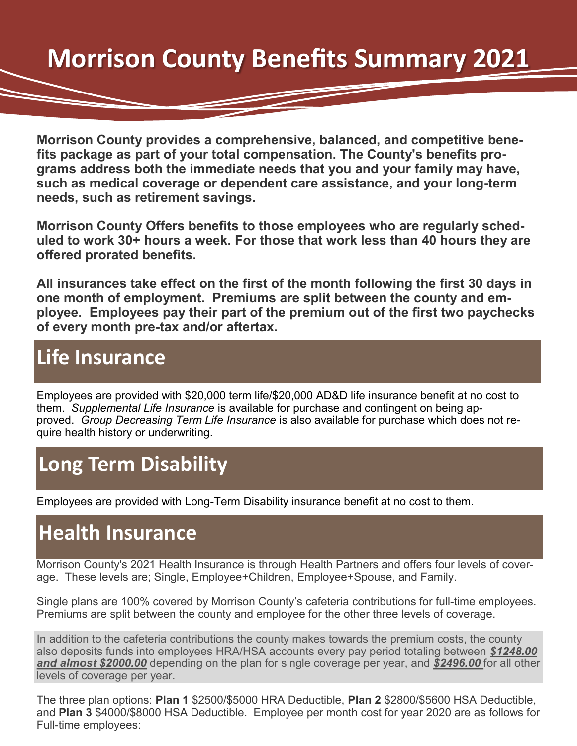# Morrison County Benefits Summary 2021

**Morrison County provides a comprehensive, balanced, and competitive benefits package as part of your total compensation. The County's benefits programs address both the immediate needs that you and your family may have, such as medical coverage or dependent care assistance, and your long-term needs, such as retirement savings.**

**Morrison County Offers benefits to those employees who are regularly scheduled to work 30+ hours a week. For those that work less than 40 hours they are offered prorated benefits.**

**All insurances take effect on the first of the month following the first 30 days in one month of employment. Premiums are split between the county and employee. Employees pay their part of the premium out of the first two paychecks of every month pre-tax and/or aftertax.**

## Life Insurance

Employees are provided with $20,000 term life/$20,000 AD&D life insurance benefit at no cost to them. *Supplemental Life Insurance* is available for purchase and contingent on being approved. *Group Decreasing Term Life Insurance* is also available for purchase which does not require health history or underwriting.

## Long Term Disability

Employees are provided with Long-Term Disability insurance benefit at no cost to them.

## Health Insurance

Morrison County's 2021 Health Insurance is through Health Partners and offers four levels of coverage. These levels are; Single, Employee+Children, Employee+Spouse, and Family.

Single plans are 100% covered by Morrison County's cafeteria contributions for full-time employees. Premiums are split between the county and employee for the other three levels of coverage.

In addition to the cafeteria contributions the county makes towards the premium costs, the county also deposits funds into employees HRA/HSA accounts every pay period totaling between ***$1248.00 and almost $2000.00*** depending on the plan for single coverage per year, and ***$2496.00*** for all other levels of coverage per year.

The three plan options: **Plan 1** $2500/$5000 HRA Deductible, **Plan 2** $2800/$5600 HSA Deductible, and **Plan 3** $4000/$8000 HSA Deductible. Employee per month cost for year 2020 are as follows for Full-time employees: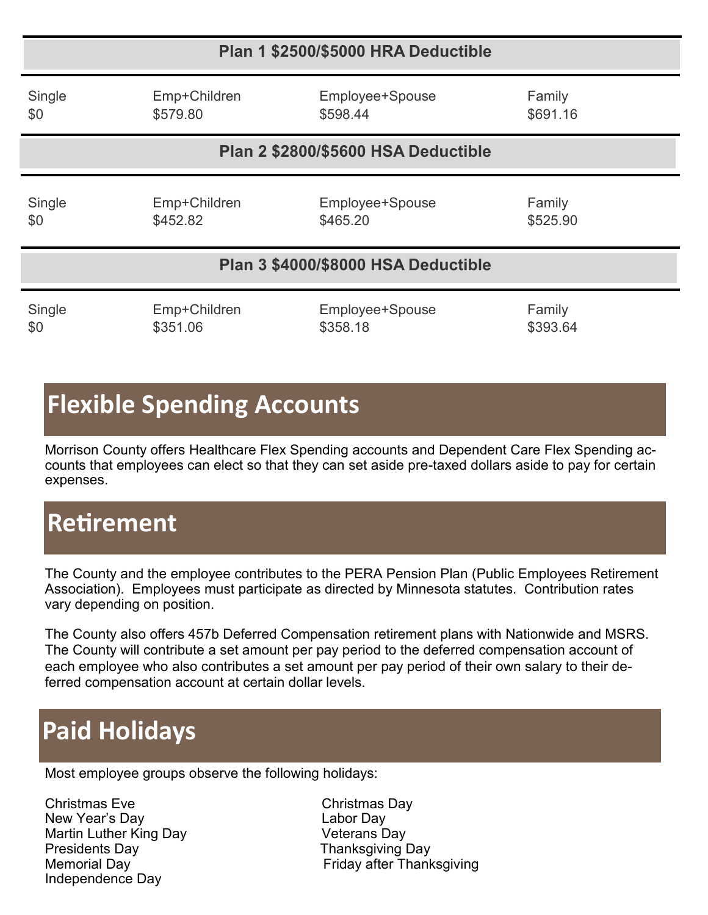| Plan 1 $2500/$5000 HRA Deductible | | | |
|---|---|---|---|
| Single | Emp+Children | Employee+Spouse | Family |
| $0 | $579.80 | $598.44 | $691.16 |

| Plan 2 $2800/$5600 HSA Deductible | | | |
|---|---|---|---|
| Single | Emp+Children | Employee+Spouse | Family |
| $0 | $452.82 | $465.20 | $525.90 |

| Plan 3 $4000/$8000 HSA Deductible | | | |
|---|---|---|---|
| Single | Emp+Children | Employee+Spouse | Family |
| $0 | $351.06 | $358.18 | $393.64 |

## Flexible Spending Accounts

Morrison County offers Healthcare Flex Spending accounts and Dependent Care Flex Spending accounts that employees can elect so that they can set aside pre-taxed dollars aside to pay for certain expenses.

## Retirement

The County and the employee contributes to the PERA Pension Plan (Public Employees Retirement Association). Employees must participate as directed by Minnesota statutes. Contribution rates vary depending on position.

The County also offers 457b Deferred Compensation retirement plans with Nationwide and MSRS. The County will contribute a set amount per pay period to the deferred compensation account of each employee who also contributes a set amount per pay period of their own salary to their deferred compensation account at certain dollar levels.

## Paid Holidays

Most employee groups observe the following holidays:

- Christmas Eve
- New Year's Day
- Martin Luther King Day
- Presidents Day
- Memorial Day
- Independence Day
- Christmas Day
- Labor Day
- Veterans Day
- Thanksgiving Day
- Friday after Thanksgiving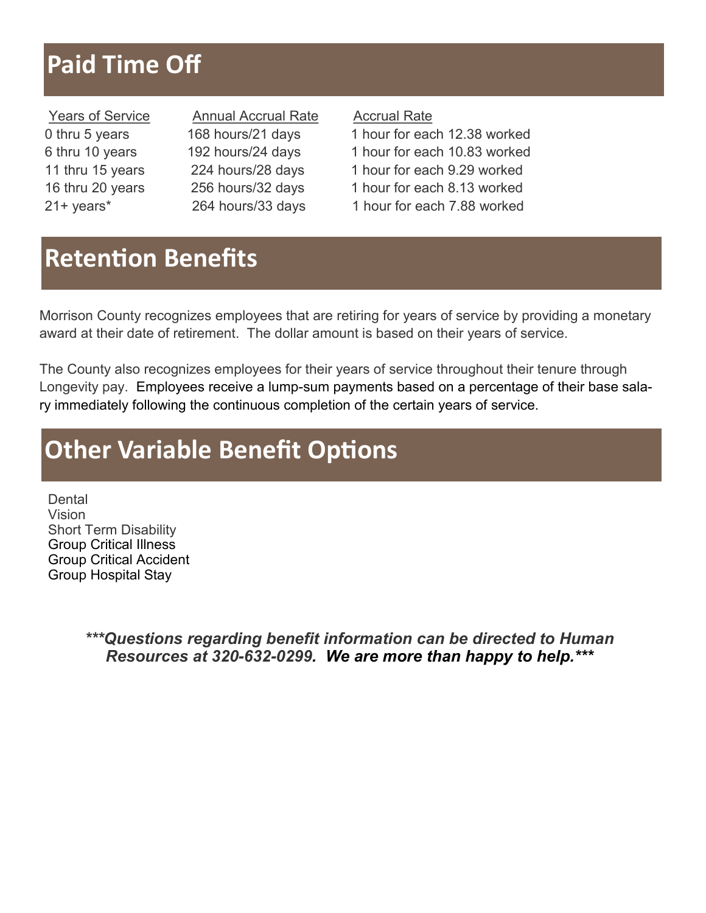# Paid Time Off

| Years of Service | Annual Accrual Rate | Accrual Rate |
|---|---|---|
| 0 thru 5 years | 168 hours/21 days | 1 hour for each 12.38 worked |
| 6 thru 10 years | 192 hours/24 days | 1 hour for each 10.83 worked |
| 11 thru 15 years | 224 hours/28 days | 1 hour for each 9.29 worked |
| 16 thru 20 years | 256 hours/32 days | 1 hour for each 8.13 worked |
| 21+ years* | 264 hours/33 days | 1 hour for each 7.88 worked |

# Retention Benefits

Morrison County recognizes employees that are retiring for years of service by providing a monetary award at their date of retirement. The dollar amount is based on their years of service.

The County also recognizes employees for their years of service throughout their tenure through Longevity pay. Employees receive a lump-sum payments based on a percentage of their base salary immediately following the continuous completion of the certain years of service.

# Other Variable Benefit Options

Dental
Vision
Short Term Disability
Group Critical Illness
Group Critical Accident
Group Hospital Stay

***\*\*\*Questions regarding benefit information can be directed to Human Resources at 320-632-0299. We are more than happy to help.\*\*\****